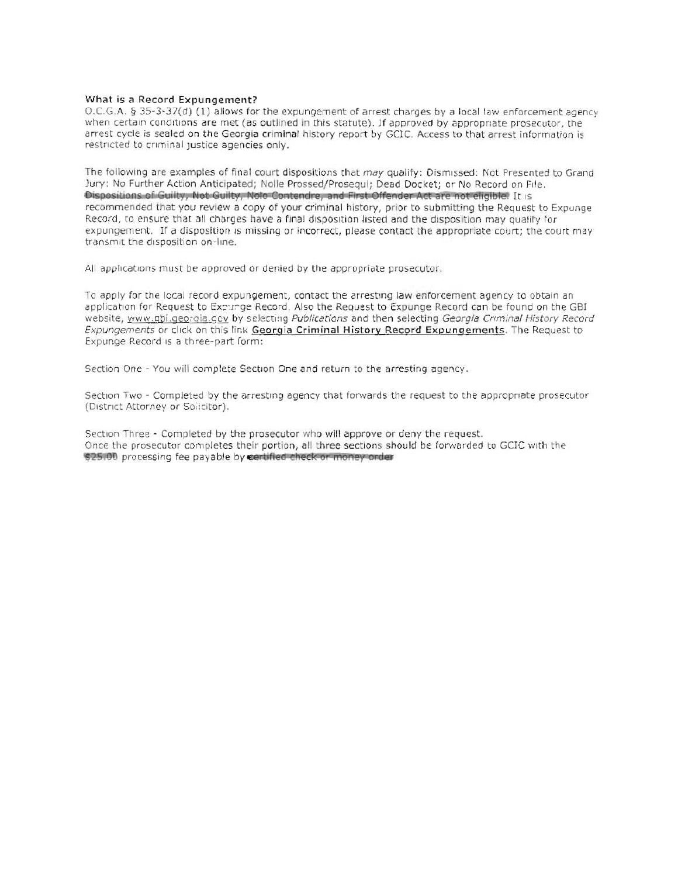### What is a Record Expungement?

O.C.G.A. § 35-3-37(d) (1) allows for the expungement of arrest charges by a local law enforcement agency when certain conditions are met (as outlined in this statute). If approved by appropriate prosecutor, the arrest cycle is sealed on the Georgia criminal history report by GCIC. Access to that arrest information is restricted to criminal justice agencies only.

The following are examples of final court dispositions that *may* qualify: Dismissed: Not Presented to Grand Jury: No Further Action Anticipated; Nolle Prossed/Prosequi; Dead Docket; or No Record on File. Dispositions of Guilty, Not Guilty, Nolo Contendre, and First Offender Act are not eligible. It is recommended that you review a copy of your criminal history, prior to submitting the Request to Expunge Record, to ensure that all charges have a final disposition listed and the disposition may qualify for expungement. If a disposition is missing or incorrect, please contact the appropriate court; the court may transmit the disposition on-line.

All applications must be approved or denied by the appropriate prosecutor.

To apply for the local record expungement, contact the arresting law enforcement agency to obtain an application for Request to Expunge Record. Also the Request to Expunge Record can be found on the GBI website, www.gbi.georgia.gov by selecting *Publications* and then selecting *Georgia Criminal History Record Expungements* or click on this link **Georgia Criminal History Record Expungements**. The Request to Expunge Record is a three-part form:

Section One - You will complete Section One and return to the arresting agency.

Section Two - Completed by the arresting agency that forwards the request to the appropriate prosecutor (District Attorney or Solicitor).

Section Three - Completed by the prosecutor who will approve or deny the request.
Once the prosecutor completes their portion, all three sections should be forwarded to GCIC with the $25.00 processing fee payable by certified check or money order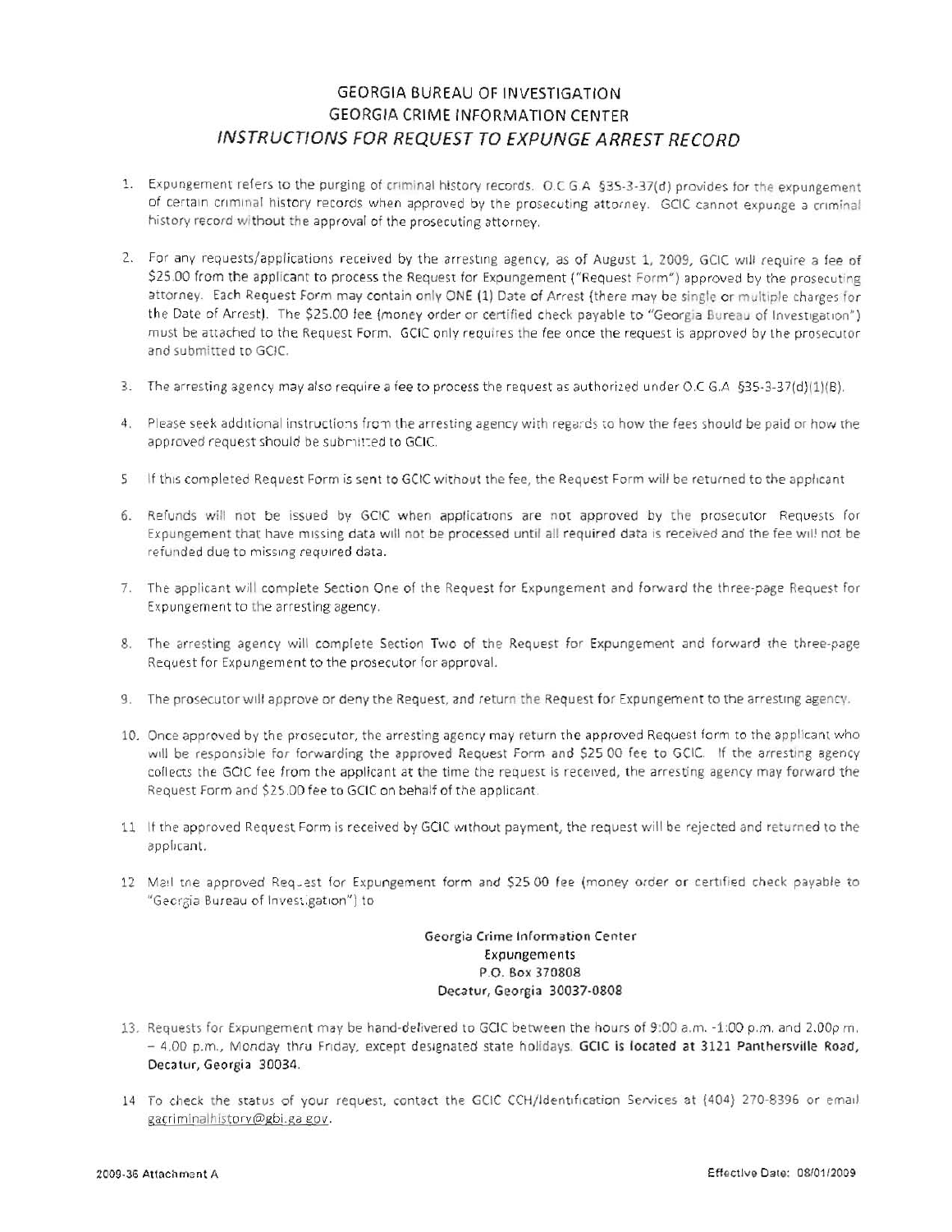# GEORGIA BUREAU OF INVESTIGATION
# GEORGIA CRIME INFORMATION CENTER
## *INSTRUCTIONS FOR REQUEST TO EXPUNGE ARREST RECORD*

1. Expungement refers to the purging of criminal history records. O.C.G.A §35-3-37(d) provides for the expungement of certain criminal history records when approved by the prosecuting attorney. GCIC cannot expunge a criminal history record without the approval of the prosecuting attorney.

2. For any requests/applications received by the arresting agency, as of August 1, 2009, GCIC will require a fee of $25.00 from the applicant to process the Request for Expungement ("Request Form") approved by the prosecuting attorney. Each Request Form may contain only ONE (1) Date of Arrest (there may be single or multiple charges for the Date of Arrest). The $25.00 fee (money order or certified check payable to "Georgia Bureau of Investigation") must be attached to the Request Form. GCIC only requires the fee once the request is approved by the prosecutor and submitted to GCIC.

3. The arresting agency may also require a fee to process the request as authorized under O.C.G.A §35-3-37(d)(1)(B).

4. Please seek additional instructions from the arresting agency with regards to how the fees should be paid or how the approved request should be submitted to GCIC.

5. If this completed Request Form is sent to GCIC without the fee, the Request Form will be returned to the applicant.

6. Refunds will not be issued by GCIC when applications are not approved by the prosecutor. Requests for Expungement that have missing data will not be processed until all required data is received and the fee will not be refunded due to missing required data.

7. The applicant will complete Section One of the Request for Expungement and forward the three-page Request for Expungement to the arresting agency.

8. The arresting agency will complete Section Two of the Request for Expungement and forward the three-page Request for Expungement to the prosecutor for approval.

9. The prosecutor will approve or deny the Request, and return the Request for Expungement to the arresting agency.

10. Once approved by the prosecutor, the arresting agency may return the approved Request form to the applicant who will be responsible for forwarding the approved Request Form and $25.00 fee to GCIC. If the arresting agency collects the GCIC fee from the applicant at the time the request is received, the arresting agency may forward the Request Form and $25.00 fee to GCIC on behalf of the applicant.

11. If the approved Request Form is received by GCIC without payment, the request will be rejected and returned to the applicant.

12. Mail the approved Request for Expungement form and $25.00 fee (money order or certified check payable to "Georgia Bureau of Investigation") to

    **Georgia Crime Information Center**
    **Expungements**
    **P.O. Box 370808**
    **Decatur, Georgia 30037-0808**

13. Requests for Expungement may be hand-delivered to GCIC between the hours of 9:00 a.m. -1:00 p.m. and 2:00p.m. – 4:00 p.m., Monday thru Friday, except designated state holidays. **GCIC is located at 3121 Panthersville Road, Decatur, Georgia 30034.**

14. To check the status of your request, contact the GCIC CCH/Identification Services at (404) 270-8396 or email gacriminalhistory@gbi.ga.gov.

2009-36 Attachment A

Effective Date: 08/01/2009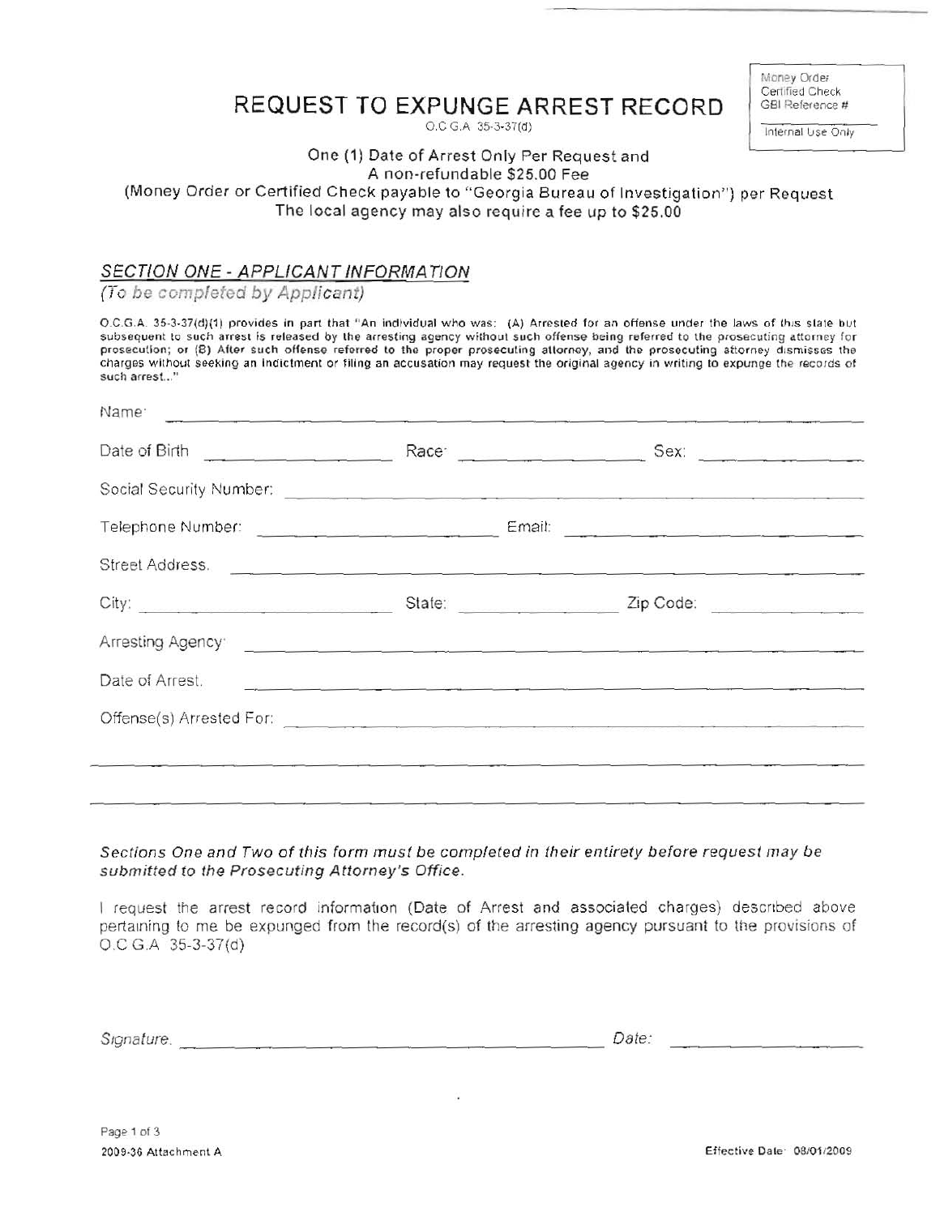# REQUEST TO EXPUNGE ARREST RECORD

O.C.G.A. 35-3-37(d)

| Money Order |
|---|
| Certified Check |
| GBI Reference # |
| Internal Use Only |

One (1) Date of Arrest Only Per Request and
A non-refundable $25.00 Fee
(Money Order or Certified Check payable to "Georgia Bureau of Investigation") per Request
The local agency may also require a fee up to $25.00

## *SECTION ONE - APPLICANT INFORMATION*

*(To be completed by Applicant)*

O.C.G.A. 35-3-37(d)(1) provides in part that "An individual who was: (A) Arrested for an offense under the laws of this state but subsequent to such arrest is released by the arresting agency without such offense being referred to the prosecuting attorney for prosecution; or (B) After such offense referred to the proper prosecuting attorney, and the prosecuting attorney dismisses the charges without seeking an indictment or filing an accusation may request the original agency in writing to expunge the records of such arrest..."

Name: ______________________________________________

Date of Birth ______________ Race: ______________ Sex: ______________

Social Security Number: ______________________________________________

Telephone Number: ______________________ Email: ______________________

Street Address: ______________________________________________

City: ______________________ State: ______________ Zip Code: ______________

Arresting Agency: ______________________________________________

Date of Arrest: ______________________________________________

Offense(s) Arrested For: ______________________________________________

______________________________________________

______________________________________________

*Sections One and Two of this form must be completed in their entirety before request may be submitted to the Prosecuting Attorney's Office.*

I request the arrest record information (Date of Arrest and associated charges) described above pertaining to me be expunged from the record(s) of the arresting agency pursuant to the provisions of O.C.G.A. 35-3-37(d)

*Signature:* ______________________________ *Date:* ______________

2009-36 Attachment A

Effective Date: 08/01/2009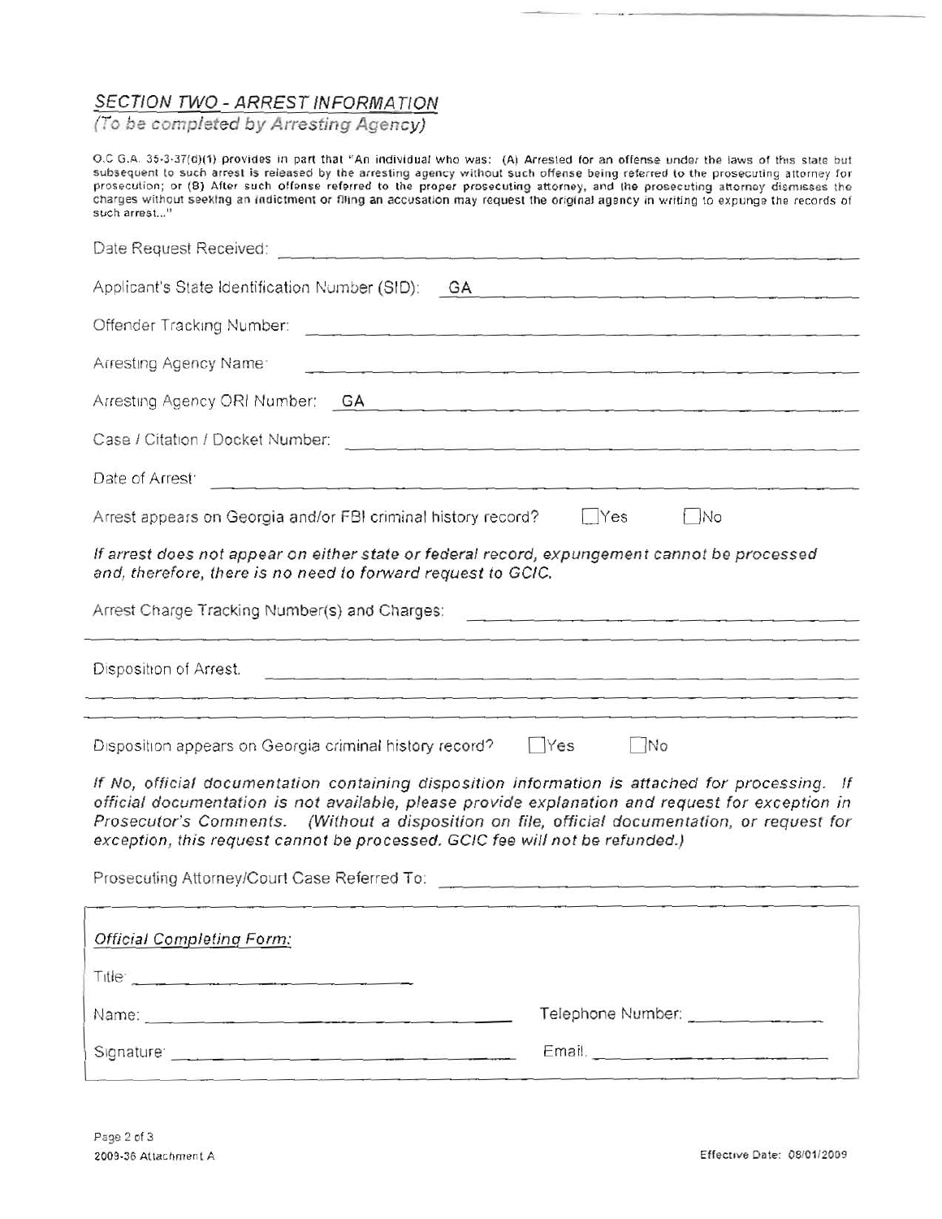## *SECTION TWO - ARREST INFORMATION*

*(To be completed by Arresting Agency)*

O.C.G.A. 35-3-37(d)(1) provides in part that "An individual who was: (A) Arrested for an offense under the laws of this state but subsequent to such arrest is released by the arresting agency without such offense being referred to the prosecuting attorney for prosecution; or (B) After such offense referred to the proper prosecuting attorney, and the prosecuting attorney dismisses the charges without seeking an indictment or filing an accusation may request the original agency in writing to expunge the records of such arrest..."

Date Request Received: ______________________________

Applicant's State Identification Number (SID): GA ______________________________

Offender Tracking Number: ______________________________

Arresting Agency Name: ______________________________

Arresting Agency ORI Number: GA ______________________________

Case / Citation / Docket Number: ______________________________

Date of Arrest: ______________________________

Arrest appears on Georgia and/or FBI criminal history record? ☐ Yes ☐ No

*If arrest does not appear on either state or federal record, expungement cannot be processed and, therefore, there is no need to forward request to GCIC.*

Arrest Charge Tracking Number(s) and Charges: ______________________________

______________________________

Disposition of Arrest: ______________________________

______________________________

______________________________

Disposition appears on Georgia criminal history record? ☐ Yes ☐ No

*If No, official documentation containing disposition information is attached for processing. If official documentation is not available, please provide explanation and request for exception in Prosecutor's Comments. (Without a disposition on file, official documentation, or request for exception, this request cannot be processed. GCIC fee will not be refunded.)*

Prosecuting Attorney/Court Case Referred To: ______________________________

*Official Completing Form:*

Title: ______________________________

Name: ______________________________ Telephone Number: ______________

Signature: ______________________________ Email: ______________________________

2009-36 Attachment A

Effective Date: 08/01/2009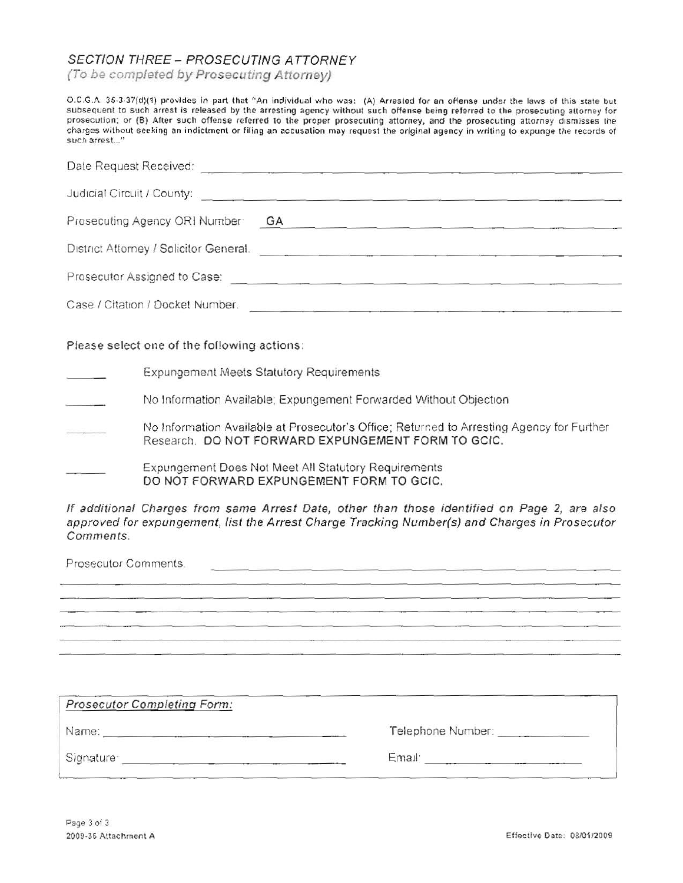## *SECTION THREE – PROSECUTING ATTORNEY*

*(To be completed by Prosecuting Attorney)*

O.C.G.A. 35-3-37(d)(1) provides in part that "An individual who was: (A) Arrested for an offense under the laws of this state but subsequent to such arrest is released by the arresting agency without such offense being referred to the prosecuting attorney for prosecution; or (B) After such offense referred to the proper prosecuting attorney, and the prosecuting attorney dismisses the charges without seeking an indictment or filing an accusation may request the original agency in writing to expunge the records of such arrest..."

Date Request Received: ______________________________

Judicial Circuit / County: ______________________________

Prosecuting Agency ORI Number: GA ______________________________

District Attorney / Solicitor General: ______________________________

Prosecutor Assigned to Case: ______________________________

Case / Citation / Docket Number: ______________________________

Please select one of the following actions:

______ Expungement Meets Statutory Requirements

______ No Information Available; Expungement Forwarded Without Objection

______ No Information Available at Prosecutor's Office; Returned to Arresting Agency for Further Research. **DO NOT FORWARD EXPUNGEMENT FORM TO GCIC.**

______ Expungement Does Not Meet All Statutory Requirements **DO NOT FORWARD EXPUNGEMENT FORM TO GCIC.**

*If additional Charges from same Arrest Date, other than those identified on Page 2, are also approved for expungement, list the Arrest Charge Tracking Number(s) and Charges in Prosecutor Comments.*

Prosecutor Comments: ______________________________

______________________________

______________________________

______________________________

______________________________

______________________________

______________________________

*Prosecutor Completing Form:*

Name: ______________________________ Telephone Number: ______________

Signature: ______________________________ Email: ______________

2009-36 Attachment A

Effective Date: 08/01/2009